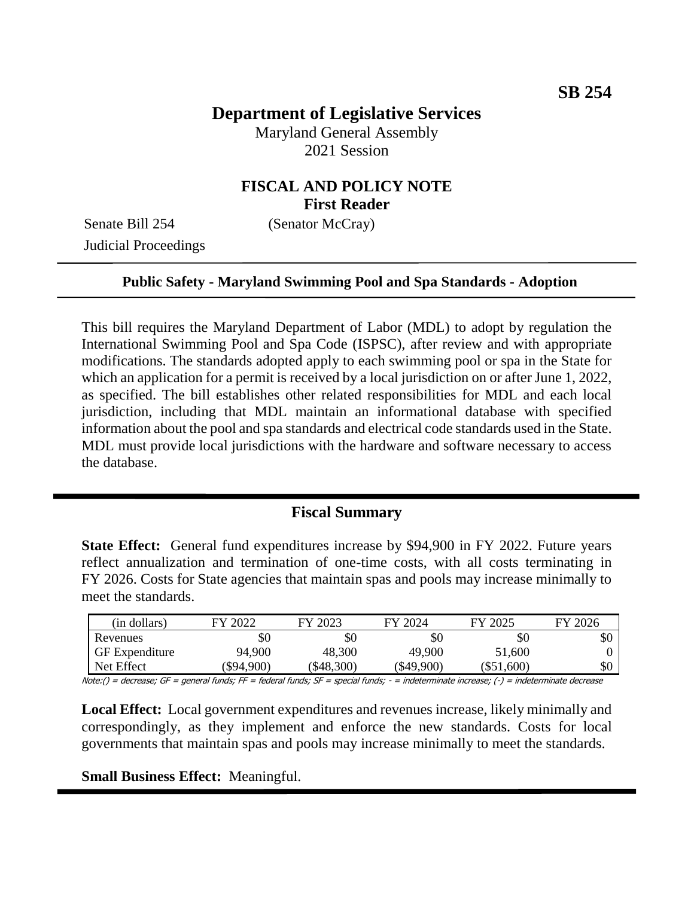**SB 254**

# Department of Legislative Services

Maryland General Assembly
2021 Session

## FISCAL AND POLICY NOTE
**First Reader**

Senate Bill 254 (Senator McCray)
Judicial Proceedings

**Public Safety - Maryland Swimming Pool and Spa Standards - Adoption**

This bill requires the Maryland Department of Labor (MDL) to adopt by regulation the International Swimming Pool and Spa Code (ISPSC), after review and with appropriate modifications. The standards adopted apply to each swimming pool or spa in the State for which an application for a permit is received by a local jurisdiction on or after June 1, 2022, as specified. The bill establishes other related responsibilities for MDL and each local jurisdiction, including that MDL maintain an informational database with specified information about the pool and spa standards and electrical code standards used in the State. MDL must provide local jurisdictions with the hardware and software necessary to access the database.

## Fiscal Summary

**State Effect:** General fund expenditures increase by $94,900 in FY 2022. Future years reflect annualization and termination of one-time costs, with all costs terminating in FY 2026. Costs for State agencies that maintain spas and pools may increase minimally to meet the standards.

| (in dollars) | FY 2022 | FY 2023 | FY 2024 | FY 2025 | FY 2026 |
|---|---|---|---|---|---|
| Revenues | $0 | $0 | $0 | $0 | $0 |
| GF Expenditure | 94,900 | 48,300 | 49,900 | 51,600 | 0 |
| Net Effect | ($94,900) | ($48,300) | ($49,900) | ($51,600) | $0 |

Note:() = decrease; GF = general funds; FF = federal funds; SF = special funds; - = indeterminate increase; (-) = indeterminate decrease

**Local Effect:** Local government expenditures and revenues increase, likely minimally and correspondingly, as they implement and enforce the new standards. Costs for local governments that maintain spas and pools may increase minimally to meet the standards.

**Small Business Effect:** Meaningful.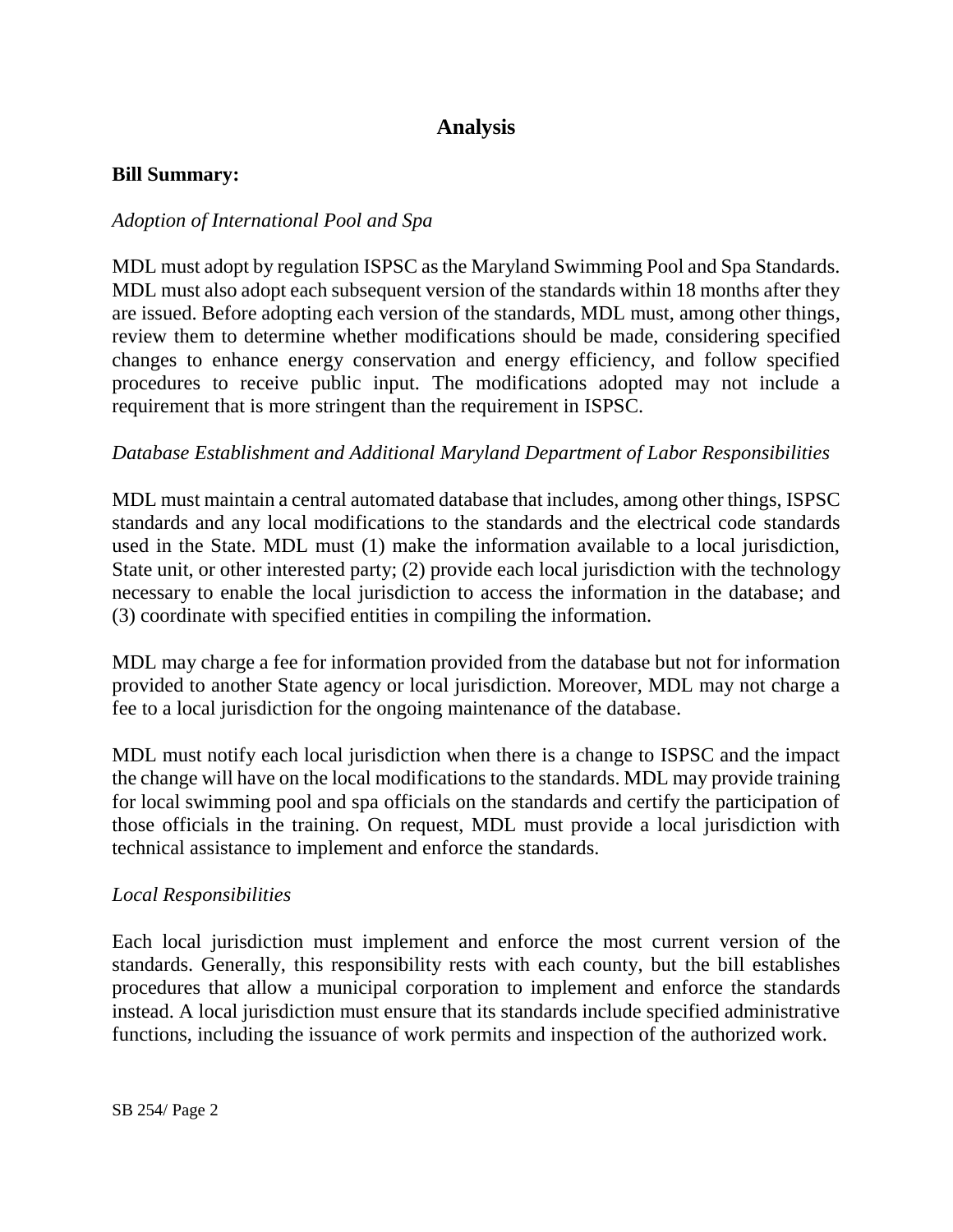## Analysis

**Bill Summary:**

*Adoption of International Pool and Spa*

MDL must adopt by regulation ISPSC as the Maryland Swimming Pool and Spa Standards. MDL must also adopt each subsequent version of the standards within 18 months after they are issued. Before adopting each version of the standards, MDL must, among other things, review them to determine whether modifications should be made, considering specified changes to enhance energy conservation and energy efficiency, and follow specified procedures to receive public input. The modifications adopted may not include a requirement that is more stringent than the requirement in ISPSC.

*Database Establishment and Additional Maryland Department of Labor Responsibilities*

MDL must maintain a central automated database that includes, among other things, ISPSC standards and any local modifications to the standards and the electrical code standards used in the State. MDL must (1) make the information available to a local jurisdiction, State unit, or other interested party; (2) provide each local jurisdiction with the technology necessary to enable the local jurisdiction to access the information in the database; and (3) coordinate with specified entities in compiling the information.

MDL may charge a fee for information provided from the database but not for information provided to another State agency or local jurisdiction. Moreover, MDL may not charge a fee to a local jurisdiction for the ongoing maintenance of the database.

MDL must notify each local jurisdiction when there is a change to ISPSC and the impact the change will have on the local modifications to the standards. MDL may provide training for local swimming pool and spa officials on the standards and certify the participation of those officials in the training. On request, MDL must provide a local jurisdiction with technical assistance to implement and enforce the standards.

*Local Responsibilities*

Each local jurisdiction must implement and enforce the most current version of the standards. Generally, this responsibility rests with each county, but the bill establishes procedures that allow a municipal corporation to implement and enforce the standards instead. A local jurisdiction must ensure that its standards include specified administrative functions, including the issuance of work permits and inspection of the authorized work.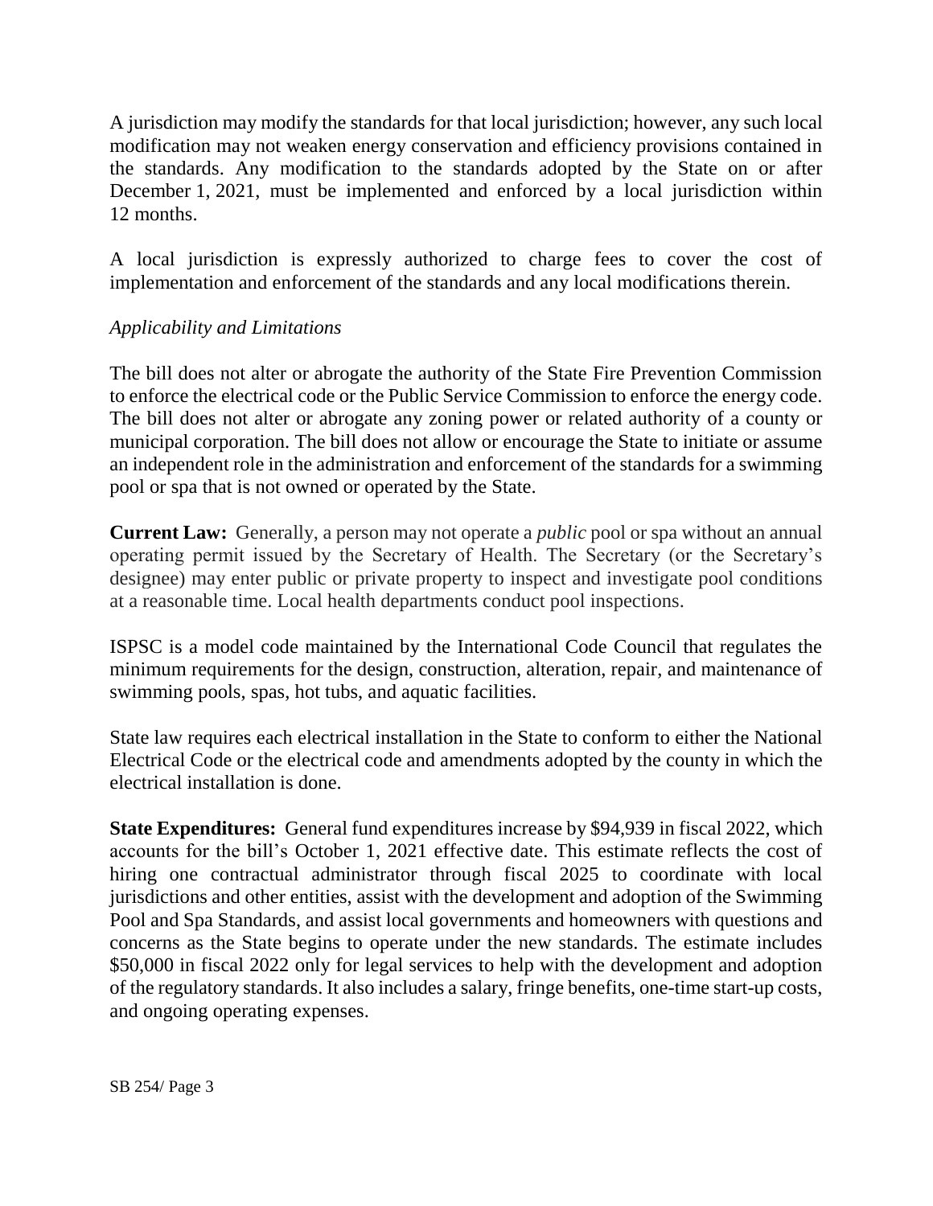A jurisdiction may modify the standards for that local jurisdiction; however, any such local modification may not weaken energy conservation and efficiency provisions contained in the standards. Any modification to the standards adopted by the State on or after December 1, 2021, must be implemented and enforced by a local jurisdiction within 12 months.

A local jurisdiction is expressly authorized to charge fees to cover the cost of implementation and enforcement of the standards and any local modifications therein.

*Applicability and Limitations*

The bill does not alter or abrogate the authority of the State Fire Prevention Commission to enforce the electrical code or the Public Service Commission to enforce the energy code. The bill does not alter or abrogate any zoning power or related authority of a county or municipal corporation. The bill does not allow or encourage the State to initiate or assume an independent role in the administration and enforcement of the standards for a swimming pool or spa that is not owned or operated by the State.

**Current Law:** Generally, a person may not operate a *public* pool or spa without an annual operating permit issued by the Secretary of Health. The Secretary (or the Secretary's designee) may enter public or private property to inspect and investigate pool conditions at a reasonable time. Local health departments conduct pool inspections.

ISPSC is a model code maintained by the International Code Council that regulates the minimum requirements for the design, construction, alteration, repair, and maintenance of swimming pools, spas, hot tubs, and aquatic facilities.

State law requires each electrical installation in the State to conform to either the National Electrical Code or the electrical code and amendments adopted by the county in which the electrical installation is done.

**State Expenditures:** General fund expenditures increase by $94,939 in fiscal 2022, which accounts for the bill's October 1, 2021 effective date. This estimate reflects the cost of hiring one contractual administrator through fiscal 2025 to coordinate with local jurisdictions and other entities, assist with the development and adoption of the Swimming Pool and Spa Standards, and assist local governments and homeowners with questions and concerns as the State begins to operate under the new standards. The estimate includes $50,000 in fiscal 2022 only for legal services to help with the development and adoption of the regulatory standards. It also includes a salary, fringe benefits, one-time start-up costs, and ongoing operating expenses.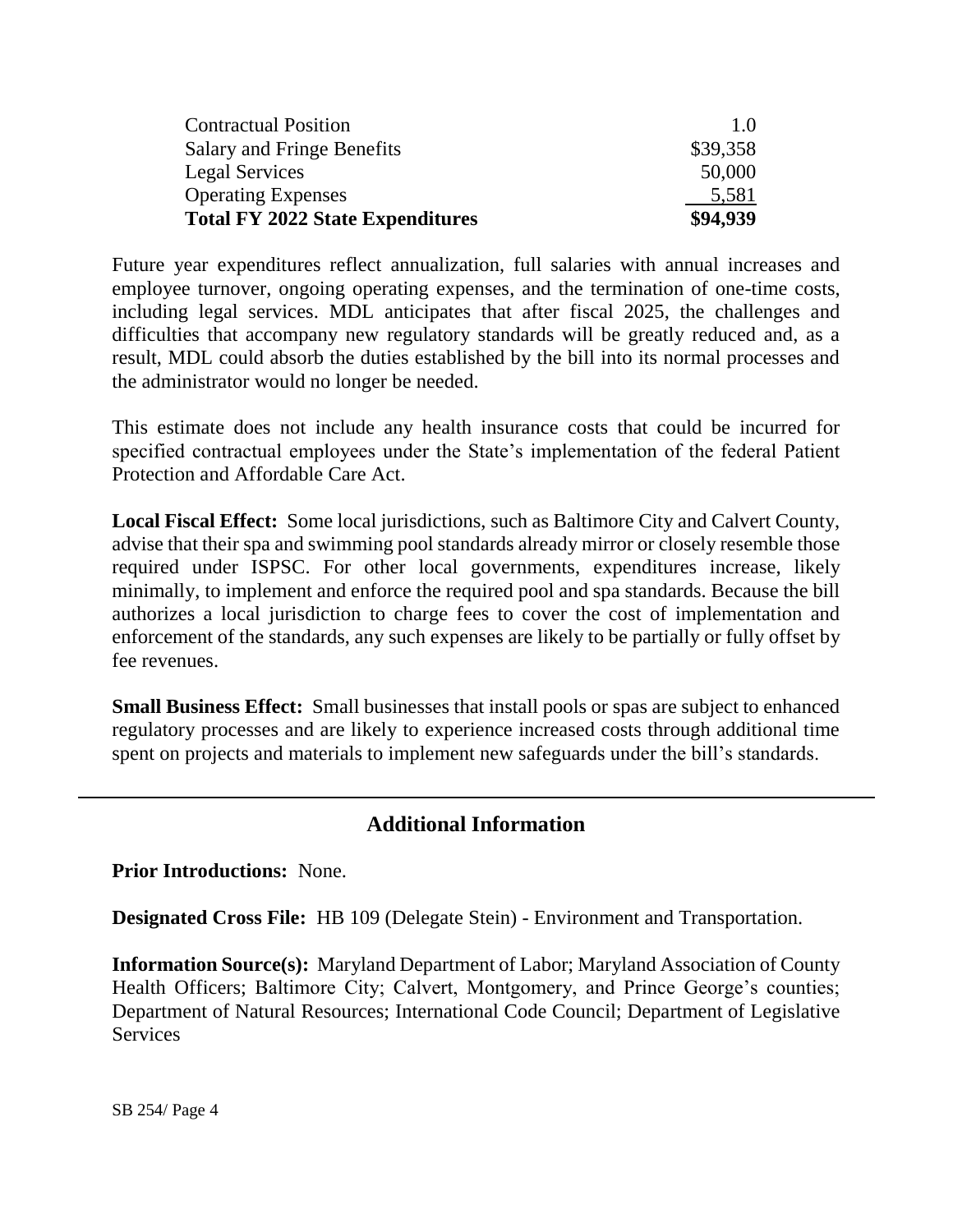| | |
|---|---|
| Contractual Position | 1.0 |
| Salary and Fringe Benefits | $39,358 |
| Legal Services | 50,000 |
| Operating Expenses | 5,581 |
| **Total FY 2022 State Expenditures** | **$94,939** |

Future year expenditures reflect annualization, full salaries with annual increases and employee turnover, ongoing operating expenses, and the termination of one-time costs, including legal services. MDL anticipates that after fiscal 2025, the challenges and difficulties that accompany new regulatory standards will be greatly reduced and, as a result, MDL could absorb the duties established by the bill into its normal processes and the administrator would no longer be needed.

This estimate does not include any health insurance costs that could be incurred for specified contractual employees under the State's implementation of the federal Patient Protection and Affordable Care Act.

**Local Fiscal Effect:** Some local jurisdictions, such as Baltimore City and Calvert County, advise that their spa and swimming pool standards already mirror or closely resemble those required under ISPSC. For other local governments, expenditures increase, likely minimally, to implement and enforce the required pool and spa standards. Because the bill authorizes a local jurisdiction to charge fees to cover the cost of implementation and enforcement of the standards, any such expenses are likely to be partially or fully offset by fee revenues.

**Small Business Effect:** Small businesses that install pools or spas are subject to enhanced regulatory processes and are likely to experience increased costs through additional time spent on projects and materials to implement new safeguards under the bill's standards.

## Additional Information

**Prior Introductions:** None.

**Designated Cross File:** HB 109 (Delegate Stein) - Environment and Transportation.

**Information Source(s):** Maryland Department of Labor; Maryland Association of County Health Officers; Baltimore City; Calvert, Montgomery, and Prince George's counties; Department of Natural Resources; International Code Council; Department of Legislative Services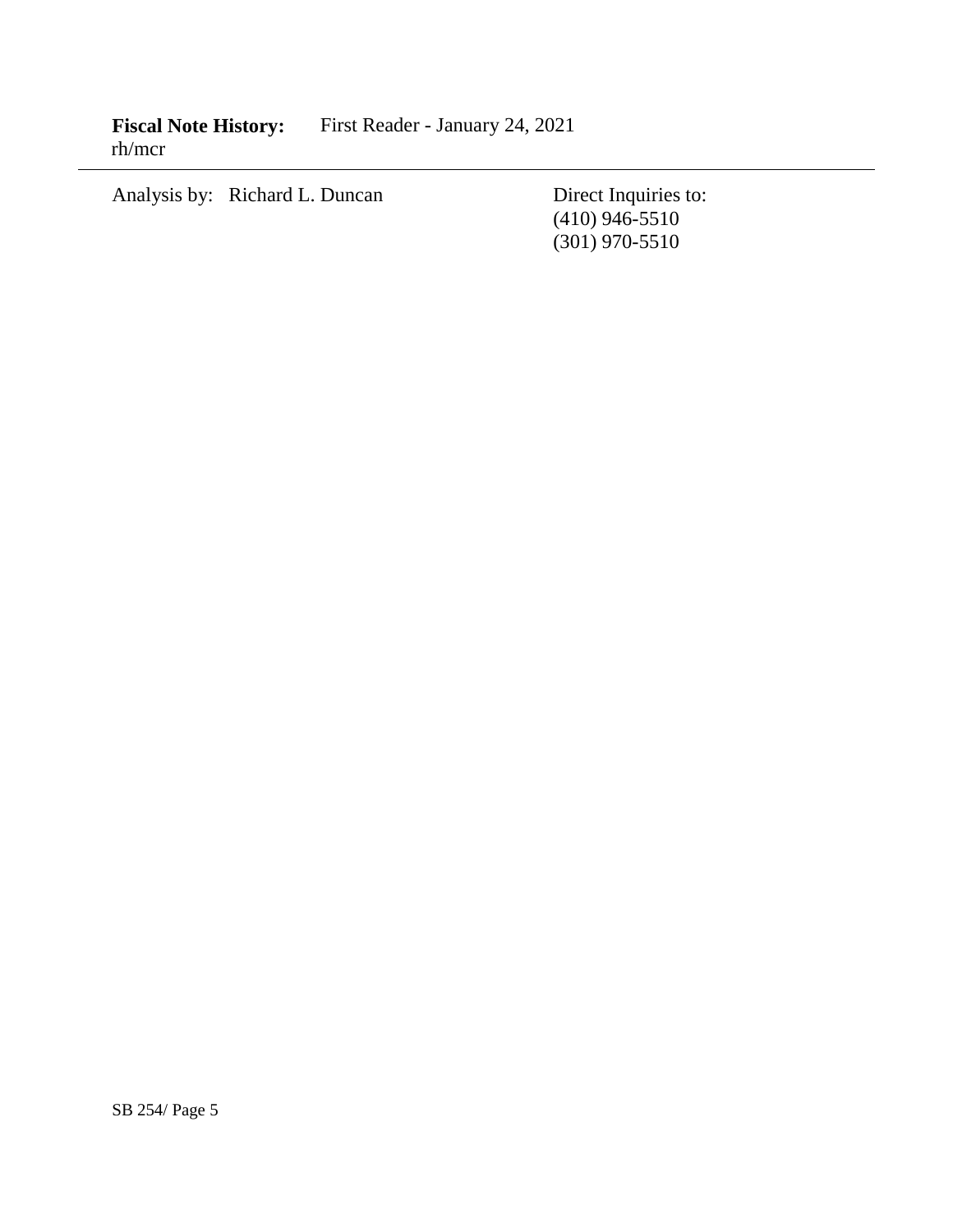**Fiscal Note History:** First Reader - January 24, 2021
rh/mcr

---

Analysis by: Richard L. Duncan

Direct Inquiries to:
(410) 946-5510
(301) 970-5510